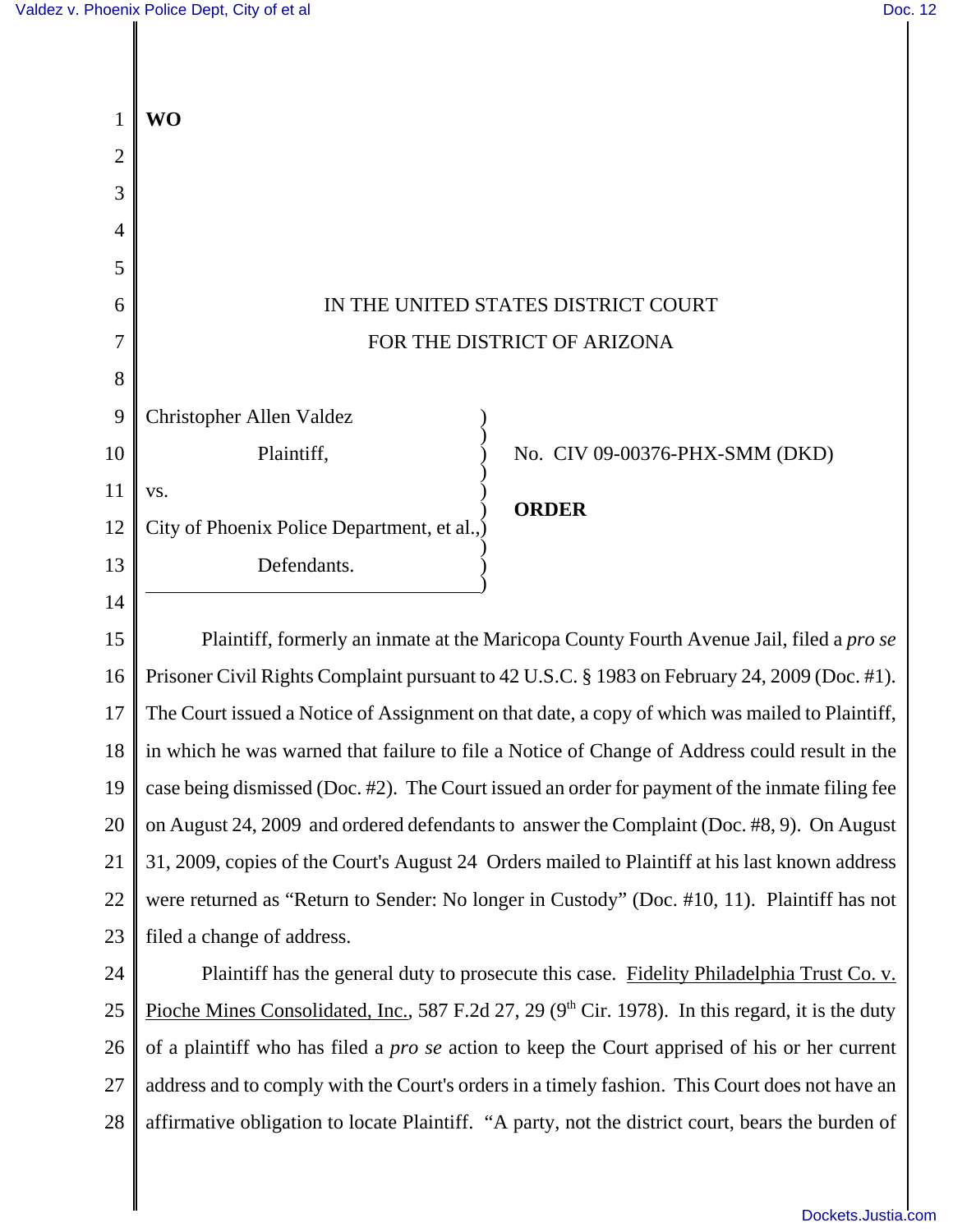**WO**

IN THE UNITED STATES DISTRICT COURT
FOR THE DISTRICT OF ARIZONA

Christopher Allen Valdez
Plaintiff,
vs.
City of Phoenix Police Department, et al.,
Defendants.

No. CIV 09-00376-PHX-SMM (DKD)

**ORDER**

Plaintiff, formerly an inmate at the Maricopa County Fourth Avenue Jail, filed a *pro se* Prisoner Civil Rights Complaint pursuant to 42 U.S.C. § 1983 on February 24, 2009 (Doc. #1). The Court issued a Notice of Assignment on that date, a copy of which was mailed to Plaintiff, in which he was warned that failure to file a Notice of Change of Address could result in the case being dismissed (Doc. #2). The Court issued an order for payment of the inmate filing fee on August 24, 2009 and ordered defendants to answer the Complaint (Doc. #8, 9). On August 31, 2009, copies of the Court's August 24 Orders mailed to Plaintiff at his last known address were returned as "Return to Sender: No longer in Custody" (Doc. #10, 11). Plaintiff has not filed a change of address.

Plaintiff has the general duty to prosecute this case. Fidelity Philadelphia Trust Co. v. Pioche Mines Consolidated, Inc., 587 F.2d 27, 29 (9th Cir. 1978). In this regard, it is the duty of a plaintiff who has filed a *pro se* action to keep the Court apprised of his or her current address and to comply with the Court's orders in a timely fashion. This Court does not have an affirmative obligation to locate Plaintiff. "A party, not the district court, bears the burden of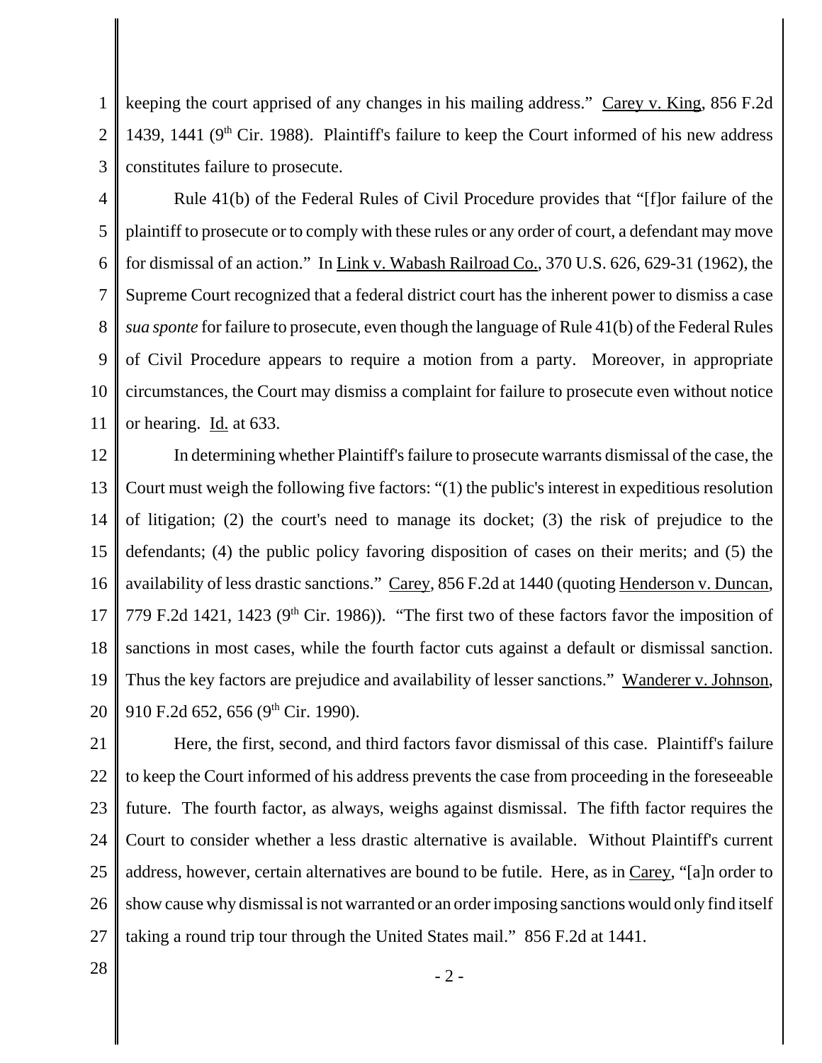keeping the court apprised of any changes in his mailing address." Carey v. King, 856 F.2d 1439, 1441 (9th Cir. 1988). Plaintiff's failure to keep the Court informed of his new address constitutes failure to prosecute.

Rule 41(b) of the Federal Rules of Civil Procedure provides that "[f]or failure of the plaintiff to prosecute or to comply with these rules or any order of court, a defendant may move for dismissal of an action." In Link v. Wabash Railroad Co., 370 U.S. 626, 629-31 (1962), the Supreme Court recognized that a federal district court has the inherent power to dismiss a case *sua sponte* for failure to prosecute, even though the language of Rule 41(b) of the Federal Rules of Civil Procedure appears to require a motion from a party. Moreover, in appropriate circumstances, the Court may dismiss a complaint for failure to prosecute even without notice or hearing. Id. at 633.

In determining whether Plaintiff's failure to prosecute warrants dismissal of the case, the Court must weigh the following five factors: "(1) the public's interest in expeditious resolution of litigation; (2) the court's need to manage its docket; (3) the risk of prejudice to the defendants; (4) the public policy favoring disposition of cases on their merits; and (5) the availability of less drastic sanctions." Carey, 856 F.2d at 1440 (quoting Henderson v. Duncan, 779 F.2d 1421, 1423 (9th Cir. 1986)). "The first two of these factors favor the imposition of sanctions in most cases, while the fourth factor cuts against a default or dismissal sanction. Thus the key factors are prejudice and availability of lesser sanctions." Wanderer v. Johnson, 910 F.2d 652, 656 (9th Cir. 1990).

Here, the first, second, and third factors favor dismissal of this case. Plaintiff's failure to keep the Court informed of his address prevents the case from proceeding in the foreseeable future. The fourth factor, as always, weighs against dismissal. The fifth factor requires the Court to consider whether a less drastic alternative is available. Without Plaintiff's current address, however, certain alternatives are bound to be futile. Here, as in Carey, "[a]n order to show cause why dismissal is not warranted or an order imposing sanctions would only find itself taking a round trip tour through the United States mail." 856 F.2d at 1441.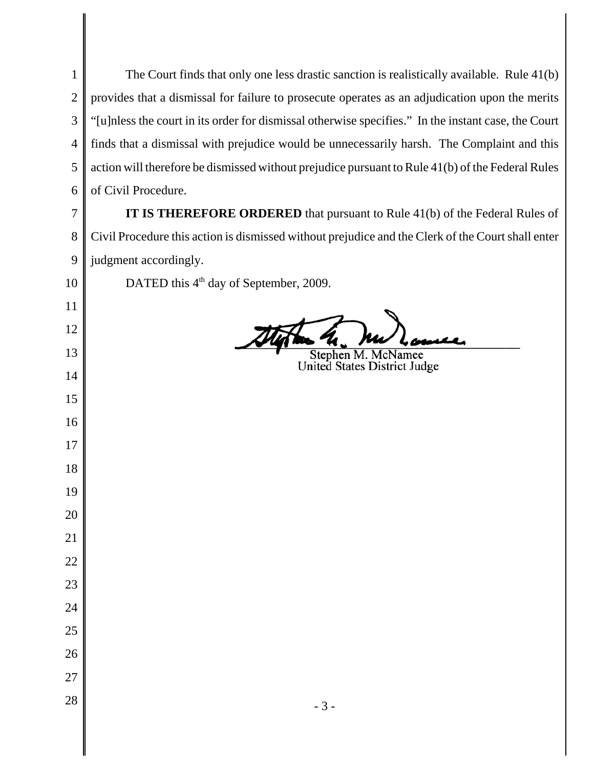The Court finds that only one less drastic sanction is realistically available. Rule 41(b) provides that a dismissal for failure to prosecute operates as an adjudication upon the merits "[u]nless the court in its order for dismissal otherwise specifies." In the instant case, the Court finds that a dismissal with prejudice would be unnecessarily harsh. The Complaint and this action will therefore be dismissed without prejudice pursuant to Rule 41(b) of the Federal Rules of Civil Procedure.

**IT IS THEREFORE ORDERED** that pursuant to Rule 41(b) of the Federal Rules of Civil Procedure this action is dismissed without prejudice and the Clerk of the Court shall enter judgment accordingly.

DATED this 4th day of September, 2009.

Stephen M. McNamee
United States District Judge